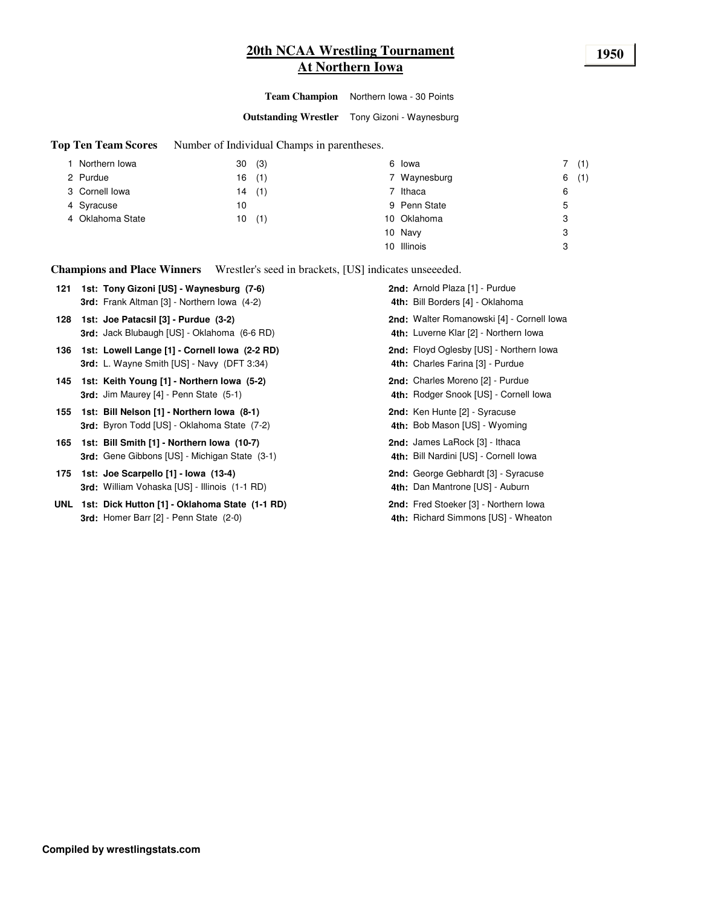# 20th NCAA Wrestling Tournament
# At Northern Iowa

**1950**

**Team Champion** Northern Iowa - 30 Points

**Outstanding Wrestler** Tony Gizoni - Waynesburg

**Top Ten Team Scores** Number of Individual Champs in parentheses.

| Rank | Team | Points | Champs |
|---|---|---|---|
| 1 | Northern Iowa | 30 | (3) |
| 2 | Purdue | 16 | (1) |
| 3 | Cornell Iowa | 14 | (1) |
| 4 | Syracuse | 10 | |
| 4 | Oklahoma State | 10 | (1) |
| 6 | Iowa | 7 | (1) |
| 7 | Waynesburg | 6 | (1) |
| 7 | Ithaca | 6 | |
| 9 | Penn State | 5 | |
| 10 | Oklahoma | 3 | |
| 10 | Navy | 3 | |
| 10 | Illinois | 3 | |

**Champions and Place Winners** Wrestler's seed in brackets, [US] indicates unseeeded.

**121**
- **1st: Tony Gizoni [US] - Waynesburg (7-6)**
- **2nd:** Arnold Plaza [1] - Purdue
- **3rd:** Frank Altman [3] - Northern Iowa (4-2)
- **4th:** Bill Borders [4] - Oklahoma

**128**
- **1st: Joe Patacsil [3] - Purdue (3-2)**
- **2nd:** Walter Romanowski [4] - Cornell Iowa
- **3rd:** Jack Blubaugh [US] - Oklahoma (6-6 RD)
- **4th:** Luverne Klar [2] - Northern Iowa

**136**
- **1st: Lowell Lange [1] - Cornell Iowa (2-2 RD)**
- **2nd:** Floyd Oglesby [US] - Northern Iowa
- **3rd:** L. Wayne Smith [US] - Navy (DFT 3:34)
- **4th:** Charles Farina [3] - Purdue

**145**
- **1st: Keith Young [1] - Northern Iowa (5-2)**
- **2nd:** Charles Moreno [2] - Purdue
- **3rd:** Jim Maurey [4] - Penn State (5-1)
- **4th:** Rodger Snook [US] - Cornell Iowa

**155**
- **1st: Bill Nelson [1] - Northern Iowa (8-1)**
- **2nd:** Ken Hunte [2] - Syracuse
- **3rd:** Byron Todd [US] - Oklahoma State (7-2)
- **4th:** Bob Mason [US] - Wyoming

**165**
- **1st: Bill Smith [1] - Northern Iowa (10-7)**
- **2nd:** James LaRock [3] - Ithaca
- **3rd:** Gene Gibbons [US] - Michigan State (3-1)
- **4th:** Bill Nardini [US] - Cornell Iowa

**175**
- **1st: Joe Scarpello [1] - Iowa (13-4)**
- **2nd:** George Gebhardt [3] - Syracuse
- **3rd:** William Vohaska [US] - Illinois (1-1 RD)
- **4th:** Dan Mantrone [US] - Auburn

**UNL**
- **1st: Dick Hutton [1] - Oklahoma State (1-1 RD)**
- **2nd:** Fred Stoeker [3] - Northern Iowa
- **3rd:** Homer Barr [2] - Penn State (2-0)
- **4th:** Richard Simmons [US] - Wheaton

**Compiled by wrestlingstats.com**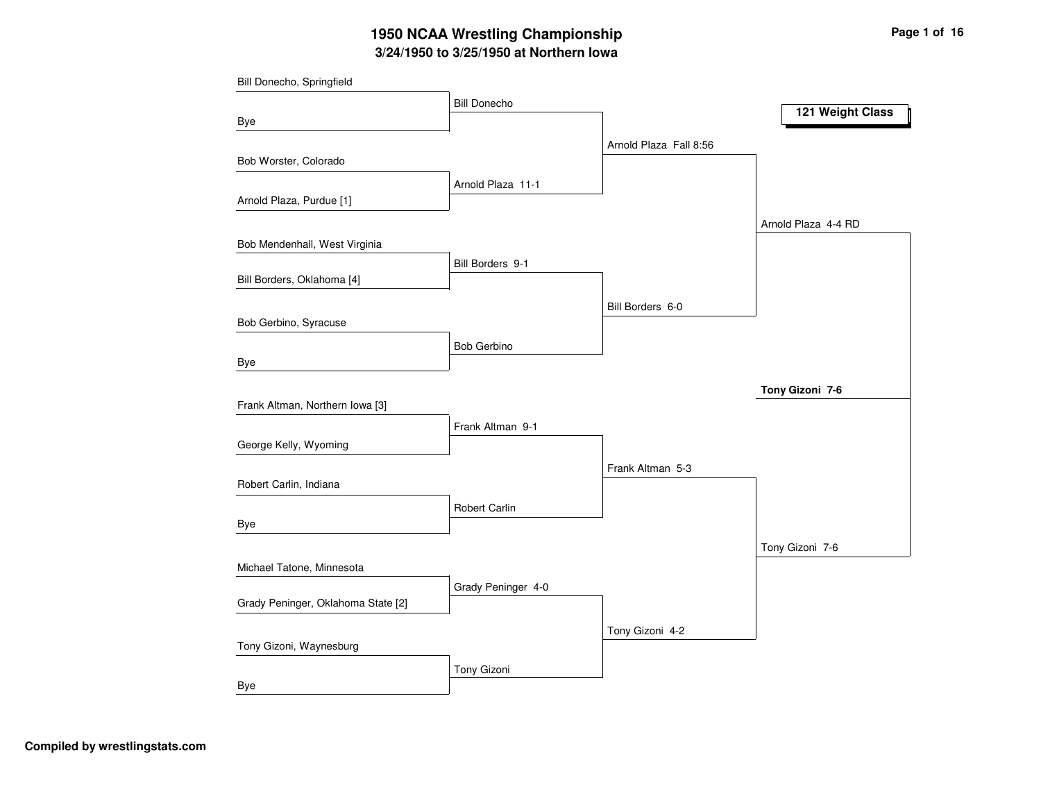# 1950 NCAA Wrestling Championship

## 3/24/1950 to 3/25/1950 at Northern Iowa

### 121 Weight Class

**First Round**

- Bill Donecho, Springfield vs. Bye — Bill Donecho
- Bob Worster, Colorado vs. Arnold Plaza, Purdue [1] — Arnold Plaza 11-1
- Bob Mendenhall, West Virginia vs. Bill Borders, Oklahoma [4] — Bill Borders 9-1
- Bob Gerbino, Syracuse vs. Bye — Bob Gerbino
- Frank Altman, Northern Iowa [3] vs. George Kelly, Wyoming — Frank Altman 9-1
- Robert Carlin, Indiana vs. Bye — Robert Carlin
- Michael Tatone, Minnesota vs. Grady Peninger, Oklahoma State [2] — Grady Peninger 4-0
- Tony Gizoni, Waynesburg vs. Bye — Tony Gizoni

**Quarterfinals**

- Arnold Plaza Fall 8:56
- Bill Borders 6-0
- Frank Altman 5-3
- Tony Gizoni 4-2

**Semifinals**

- Arnold Plaza 4-4 RD
- Tony Gizoni 7-6

**Champion**

- **Tony Gizoni 7-6**

Compiled by wrestlingstats.com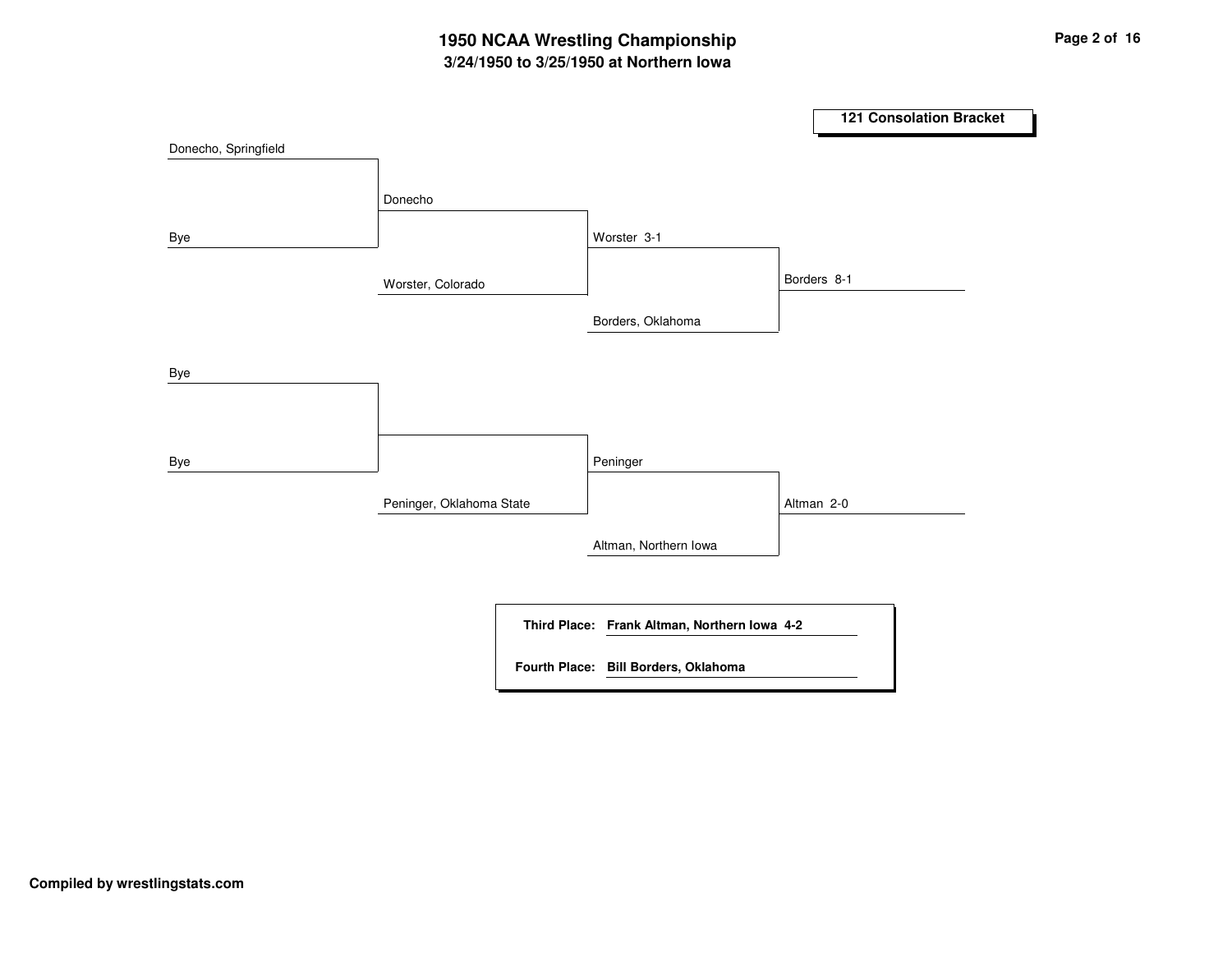# 1950 NCAA Wrestling Championship

## 3/24/1950 to 3/25/1950 at Northern Iowa

### 121 Consolation Bracket

| Round 1 | Round 2 | Round 3 | Round 4 |
| --- | --- | --- | --- |
| Donecho, Springfield | | | |
| Bye | Donecho | | |
| | Worster, Colorado | Worster 3-1 | |
| | | Borders, Oklahoma | Borders 8-1 |
| Bye | | | |
| Bye | | | |
| | Peninger, Oklahoma State | Peninger | |
| | | Altman, Northern Iowa | Altman 2-0 |

**Third Place:** **Frank Altman, Northern Iowa 4-2**

**Fourth Place:** **Bill Borders, Oklahoma**

**Compiled by wrestlingstats.com**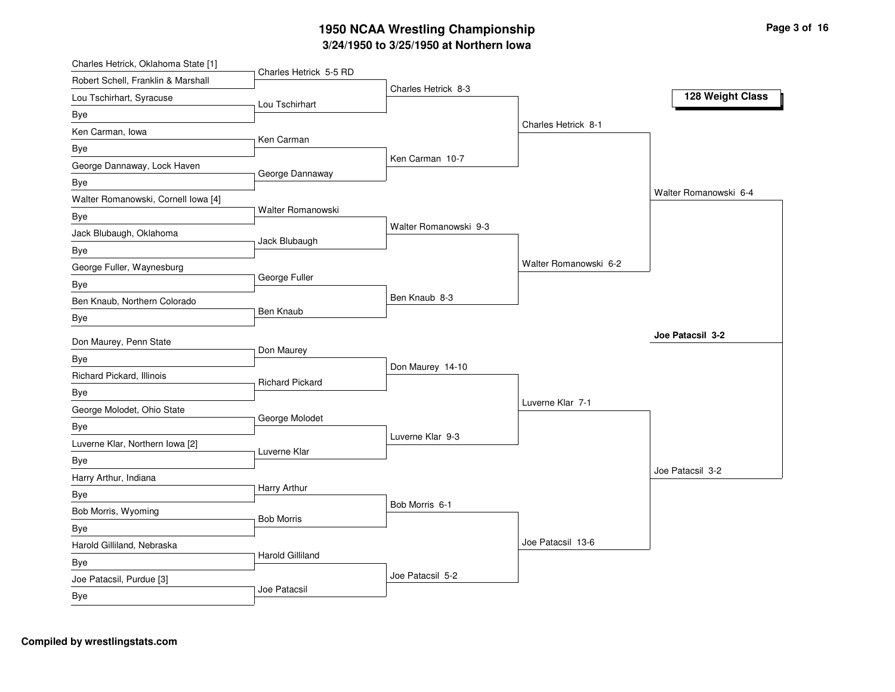# 1950 NCAA Wrestling Championship

## 3/24/1950 to 3/25/1950 at Northern Iowa

### 128 Weight Class

**First Round**

- Charles Hetrick, Oklahoma State [1] vs. Robert Schell, Franklin & Marshall — Charles Hetrick 5-5 RD
- Lou Tschirhart, Syracuse vs. Bye — Lou Tschirhart
- Ken Carman, Iowa vs. Bye — Ken Carman
- George Dannaway, Lock Haven vs. Bye — George Dannaway
- Walter Romanowski, Cornell Iowa [4] vs. Bye — Walter Romanowski
- Jack Blubaugh, Oklahoma vs. Bye — Jack Blubaugh
- George Fuller, Waynesburg vs. Bye — George Fuller
- Ben Knaub, Northern Colorado vs. Bye — Ben Knaub
- Don Maurey, Penn State vs. Bye — Don Maurey
- Richard Pickard, Illinois vs. Bye — Richard Pickard
- George Molodet, Ohio State vs. Bye — George Molodet
- Luverne Klar, Northern Iowa [2] vs. Bye — Luverne Klar
- Harry Arthur, Indiana vs. Bye — Harry Arthur
- Bob Morris, Wyoming vs. Bye — Bob Morris
- Harold Gilliland, Nebraska vs. Bye — Harold Gilliland
- Joe Patacsil, Purdue [3] vs. Bye — Joe Patacsil

**Second Round**

- Charles Hetrick 8-3
- Ken Carman 10-7
- Walter Romanowski 9-3
- Ben Knaub 8-3
- Don Maurey 14-10
- Luverne Klar 9-3
- Bob Morris 6-1
- Joe Patacsil 5-2

**Quarterfinals**

- Charles Hetrick 8-1
- Walter Romanowski 6-2
- Luverne Klar 7-1
- Joe Patacsil 13-6

**Semifinals**

- Walter Romanowski 6-4
- Joe Patacsil 3-2

**Champion**

**Joe Patacsil 3-2**

Compiled by wrestlingstats.com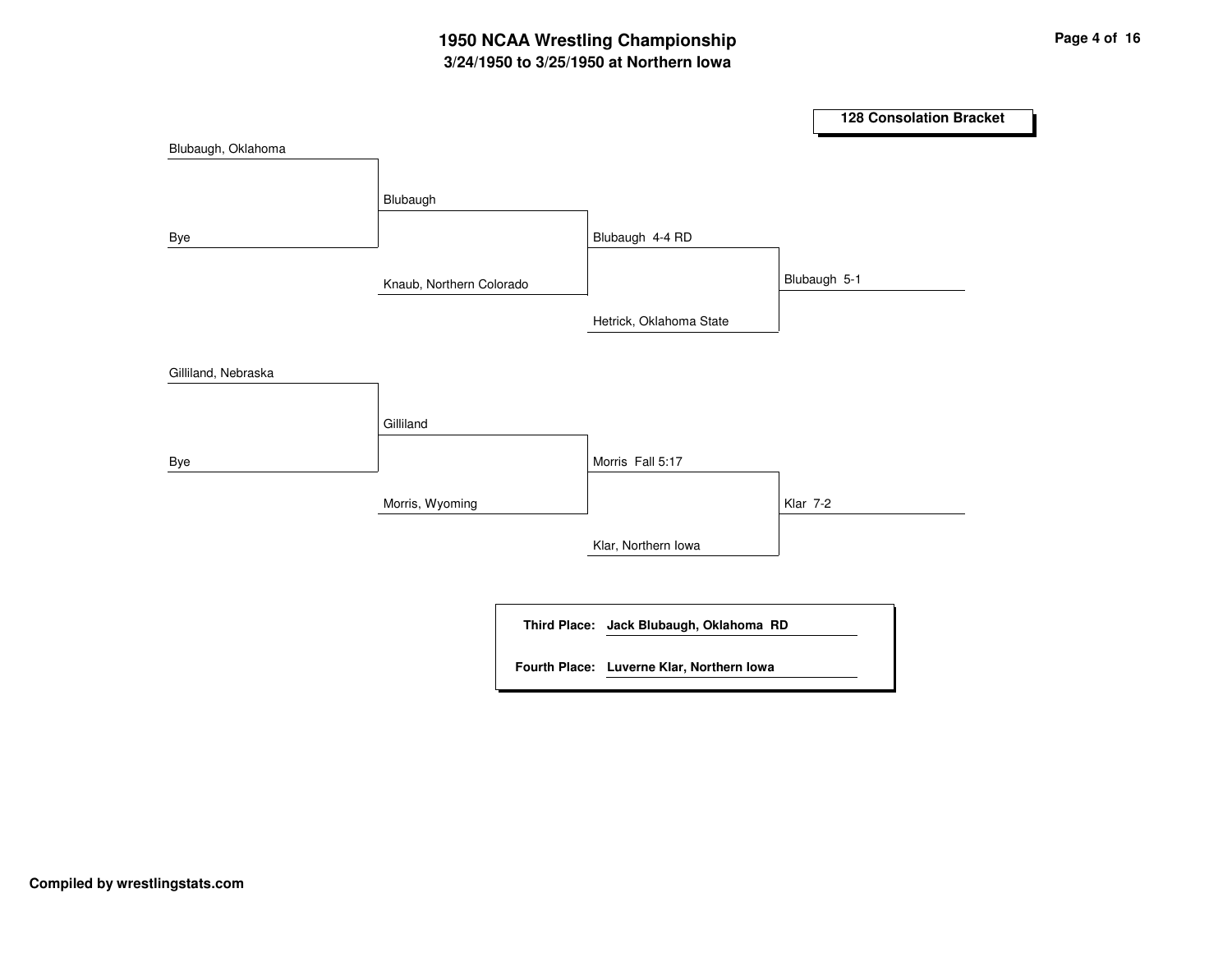# 1950 NCAA Wrestling Championship

## 3/24/1950 to 3/25/1950 at Northern Iowa

### 128 Consolation Bracket

| Round 1 | Round 2 | Round 3 | Final |
| --- | --- | --- | --- |
| Blubaugh, Oklahoma | | | |
| Bye | Blubaugh | | |
| | Knaub, Northern Colorado | Blubaugh 4-4 RD | |
| | | Hetrick, Oklahoma State | Blubaugh 5-1 |
| Gilliland, Nebraska | | | |
| Bye | Gilliland | | |
| | Morris, Wyoming | Morris Fall 5:17 | |
| | | Klar, Northern Iowa | Klar 7-2 |

**Third Place:** **Jack Blubaugh, Oklahoma RD**

**Fourth Place:** **Luverne Klar, Northern Iowa**

**Compiled by wrestlingstats.com**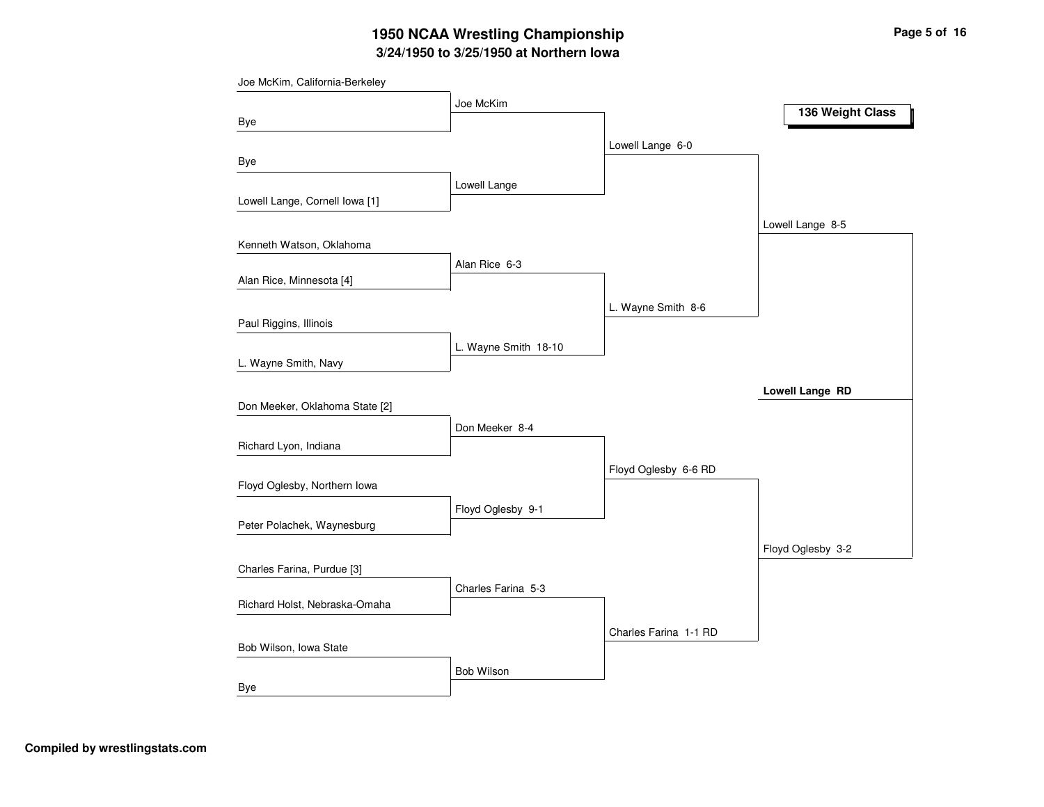# 1950 NCAA Wrestling Championship

## 3/24/1950 to 3/25/1950 at Northern Iowa

### 136 Weight Class

| First Round | Quarterfinals | Semifinals | Finals | Champion |
|---|---|---|---|---|
| Joe McKim, California-Berkeley | | | | |
| Bye | Joe McKim | | | |
| Bye | | Lowell Lange 6-0 | | |
| Lowell Lange, Cornell Iowa [1] | Lowell Lange | | | |
| Kenneth Watson, Oklahoma | | | Lowell Lange 8-5 | |
| Alan Rice, Minnesota [4] | Alan Rice 6-3 | | | |
| Paul Riggins, Illinois | | L. Wayne Smith 8-6 | | |
| L. Wayne Smith, Navy | L. Wayne Smith 18-10 | | | |
| Don Meeker, Oklahoma State [2] | | | | **Lowell Lange RD** |
| Richard Lyon, Indiana | Don Meeker 8-4 | | | |
| Floyd Oglesby, Northern Iowa | | Floyd Oglesby 6-6 RD | | |
| Peter Polachek, Waynesburg | Floyd Oglesby 9-1 | | | |
| Charles Farina, Purdue [3] | | | Floyd Oglesby 3-2 | |
| Richard Holst, Nebraska-Omaha | Charles Farina 5-3 | | | |
| Bob Wilson, Iowa State | | Charles Farina 1-1 RD | | |
| Bye | Bob Wilson | | | |

**Compiled by wrestlingstats.com**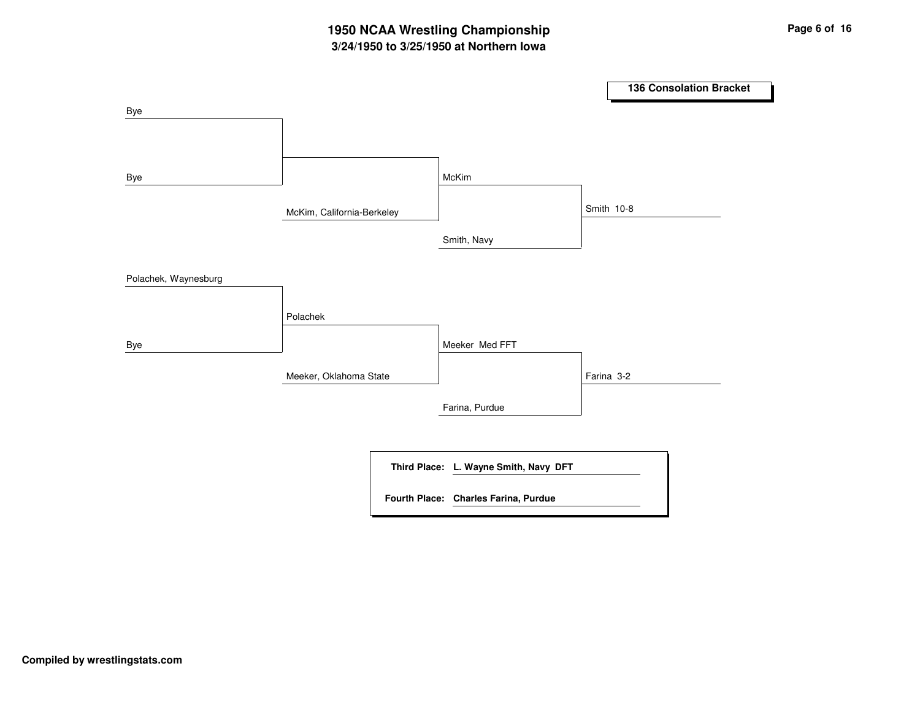# 1950 NCAA Wrestling Championship

## 3/24/1950 to 3/25/1950 at Northern Iowa

### 136 Consolation Bracket

| Round 1 | Round 2 | Round 3 | Round 4 |
| --- | --- | --- | --- |
| Bye | | | |
| Bye | | McKim | |
| | McKim, California-Berkeley | | Smith 10-8 |
| | | Smith, Navy | |
| Polachek, Waynesburg | | | |
| | Polachek | | |
| Bye | | Meeker Med FFT | |
| | Meeker, Oklahoma State | | Farina 3-2 |
| | | Farina, Purdue | |

**Third Place:** **L. Wayne Smith, Navy DFT**

**Fourth Place:** **Charles Farina, Purdue**

**Compiled by wrestlingstats.com**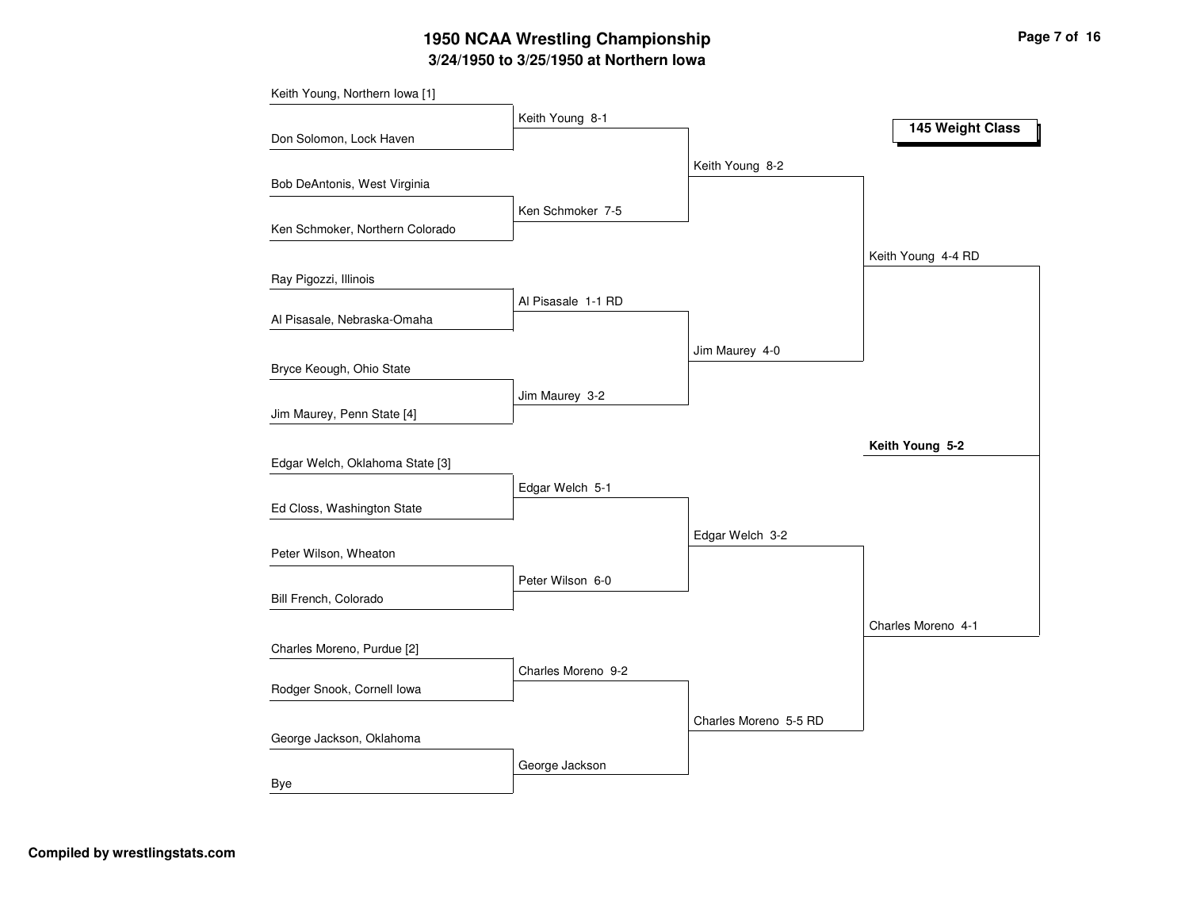# 1950 NCAA Wrestling Championship

## 3/24/1950 to 3/25/1950 at Northern Iowa

### 145 Weight Class

**First Round**

- Keith Young, Northern Iowa [1] vs. Don Solomon, Lock Haven — Keith Young 8-1
- Bob DeAntonis, West Virginia vs. Ken Schmoker, Northern Colorado — Ken Schmoker 7-5
- Ray Pigozzi, Illinois vs. Al Pisasale, Nebraska-Omaha — Al Pisasale 1-1 RD
- Bryce Keough, Ohio State vs. Jim Maurey, Penn State [4] — Jim Maurey 3-2
- Edgar Welch, Oklahoma State [3] vs. Ed Closs, Washington State — Edgar Welch 5-1
- Peter Wilson, Wheaton vs. Bill French, Colorado — Peter Wilson 6-0
- Charles Moreno, Purdue [2] vs. Rodger Snook, Cornell Iowa — Charles Moreno 9-2
- George Jackson, Oklahoma vs. Bye — George Jackson

**Quarterfinals**

- Keith Young 8-2
- Jim Maurey 4-0
- Edgar Welch 3-2
- Charles Moreno 5-5 RD

**Semifinals**

- Keith Young 4-4 RD
- Charles Moreno 4-1

**Final**

- **Keith Young 5-2**

Compiled by wrestlingstats.com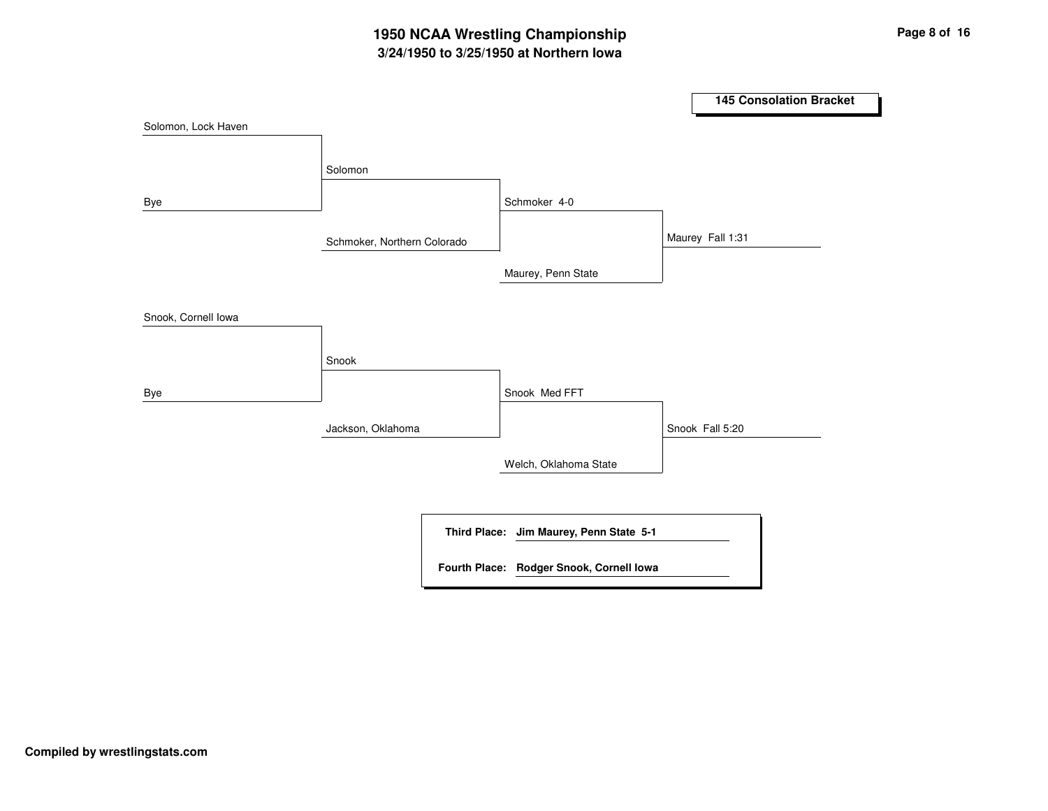# 1950 NCAA Wrestling Championship

## 3/24/1950 to 3/25/1950 at Northern Iowa

### 145 Consolation Bracket

| Round 1 | Round 2 | Round 3 | Semifinal |
| --- | --- | --- | --- |
| Solomon, Lock Haven | Solomon | Schmoker 4-0 | Maurey Fall 1:31 |
| Bye | Schmoker, Northern Colorado | Maurey, Penn State | |
| Snook, Cornell Iowa | Snook | Snook Med FFT | Snook Fall 5:20 |
| Bye | Jackson, Oklahoma | Welch, Oklahoma State | |

**Third Place:** **Jim Maurey, Penn State 5-1**

**Fourth Place:** **Rodger Snook, Cornell Iowa**

**Compiled by wrestlingstats.com**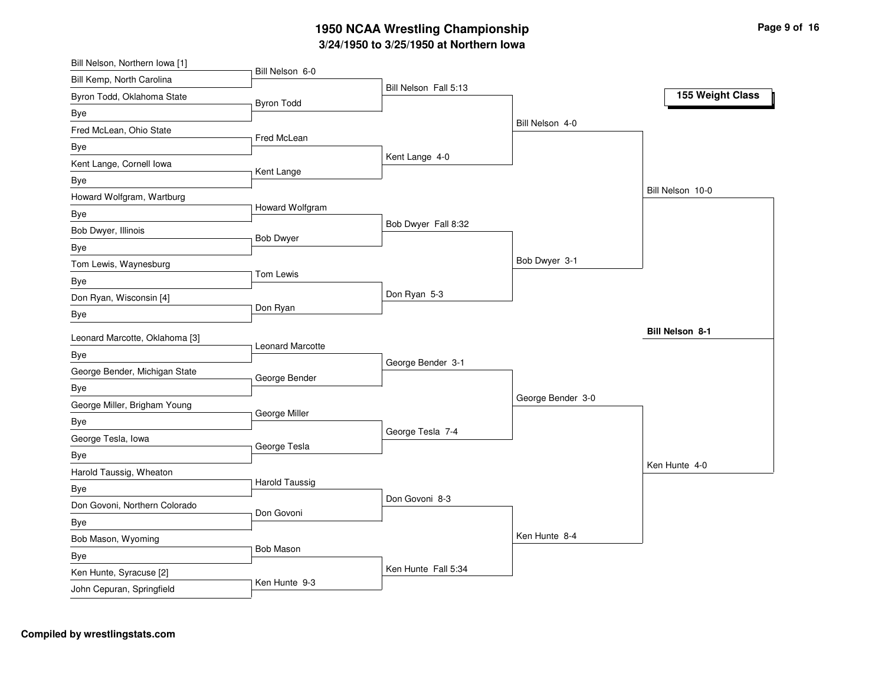# 1950 NCAA Wrestling Championship

## 3/24/1950 to 3/25/1950 at Northern Iowa

### 155 Weight Class

**First Round**

- Bill Nelson, Northern Iowa [1] vs Bill Kemp, North Carolina — Bill Nelson 6-0
- Byron Todd, Oklahoma State vs Bye — Byron Todd
- Fred McLean, Ohio State vs Bye — Fred McLean
- Kent Lange, Cornell Iowa vs Bye — Kent Lange
- Howard Wolfgram, Wartburg vs Bye — Howard Wolfgram
- Bob Dwyer, Illinois vs Bye — Bob Dwyer
- Tom Lewis, Waynesburg vs Bye — Tom Lewis
- Don Ryan, Wisconsin [4] vs Bye — Don Ryan
- Leonard Marcotte, Oklahoma [3] vs Bye — Leonard Marcotte
- George Bender, Michigan State vs Bye — George Bender
- George Miller, Brigham Young vs Bye — George Miller
- George Tesla, Iowa vs Bye — George Tesla
- Harold Taussig, Wheaton vs Bye — Harold Taussig
- Don Govoni, Northern Colorado vs Bye — Don Govoni
- Bob Mason, Wyoming vs Bye — Bob Mason
- Ken Hunte, Syracuse [2] vs John Cepuran, Springfield — Ken Hunte 9-3

**Second Round**

- Bill Nelson Fall 5:13
- Kent Lange 4-0
- Bob Dwyer Fall 8:32
- Don Ryan 5-3
- George Bender 3-1
- George Tesla 7-4
- Don Govoni 8-3
- Ken Hunte Fall 5:34

**Quarterfinals**

- Bill Nelson 4-0
- Bob Dwyer 3-1
- George Bender 3-0
- Ken Hunte 8-4

**Semifinals**

- Bill Nelson 10-0
- Ken Hunte 4-0

**Final**

- **Bill Nelson 8-1**

**Compiled by wrestlingstats.com**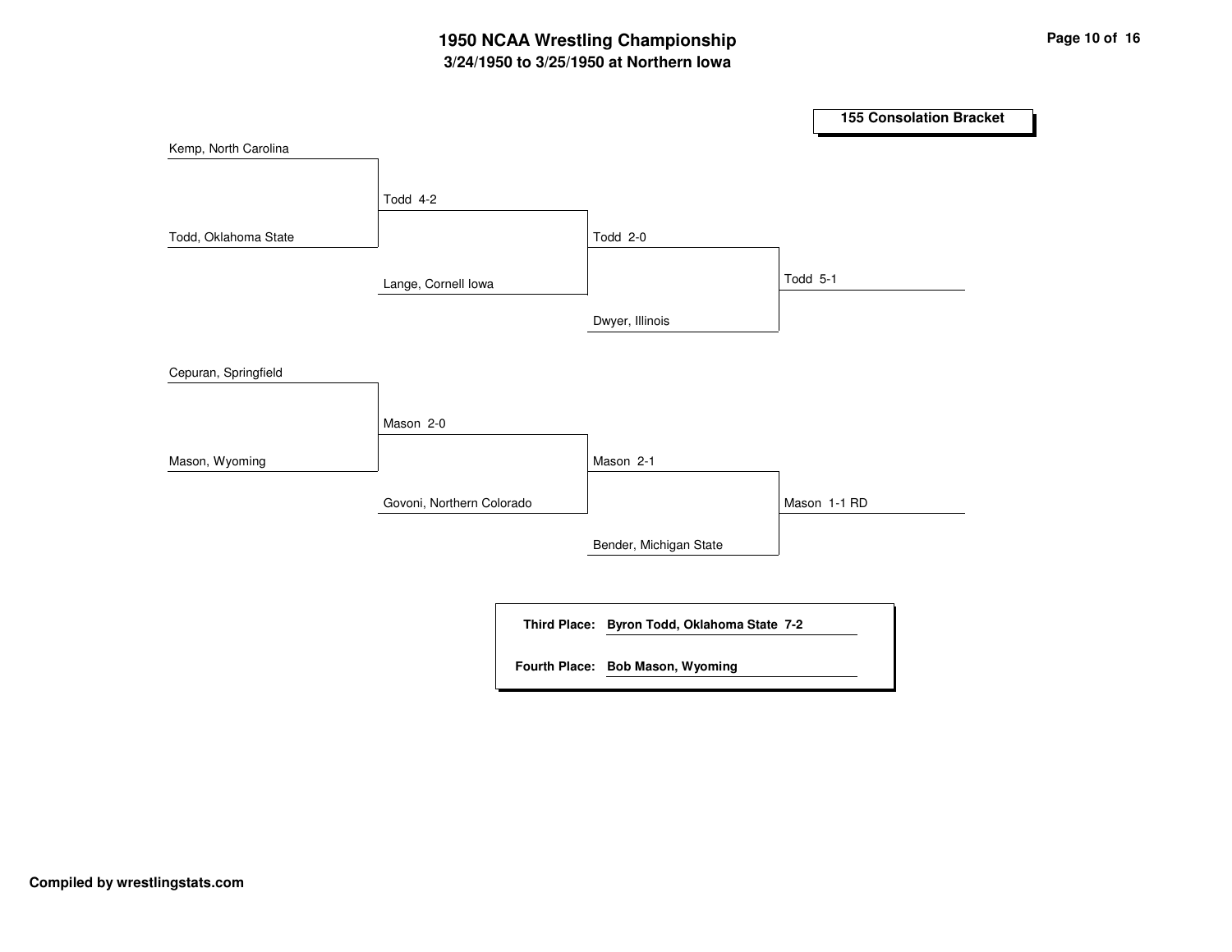# 1950 NCAA Wrestling Championship

## 3/24/1950 to 3/25/1950 at Northern Iowa

### 155 Consolation Bracket

| Round 1 | Round 2 | Round 3 | Final |
|---|---|---|---|
| Kemp, North Carolina | | | |
| Todd, Oklahoma State | Todd 4-2 | | |
| | Lange, Cornell Iowa | Todd 2-0 | |
| | | Dwyer, Illinois | Todd 5-1 |
| Cepuran, Springfield | | | |
| Mason, Wyoming | Mason 2-0 | | |
| | Govoni, Northern Colorado | Mason 2-1 | |
| | | Bender, Michigan State | Mason 1-1 RD |

**Third Place:** **Byron Todd, Oklahoma State 7-2**

**Fourth Place:** **Bob Mason, Wyoming**

**Compiled by wrestlingstats.com**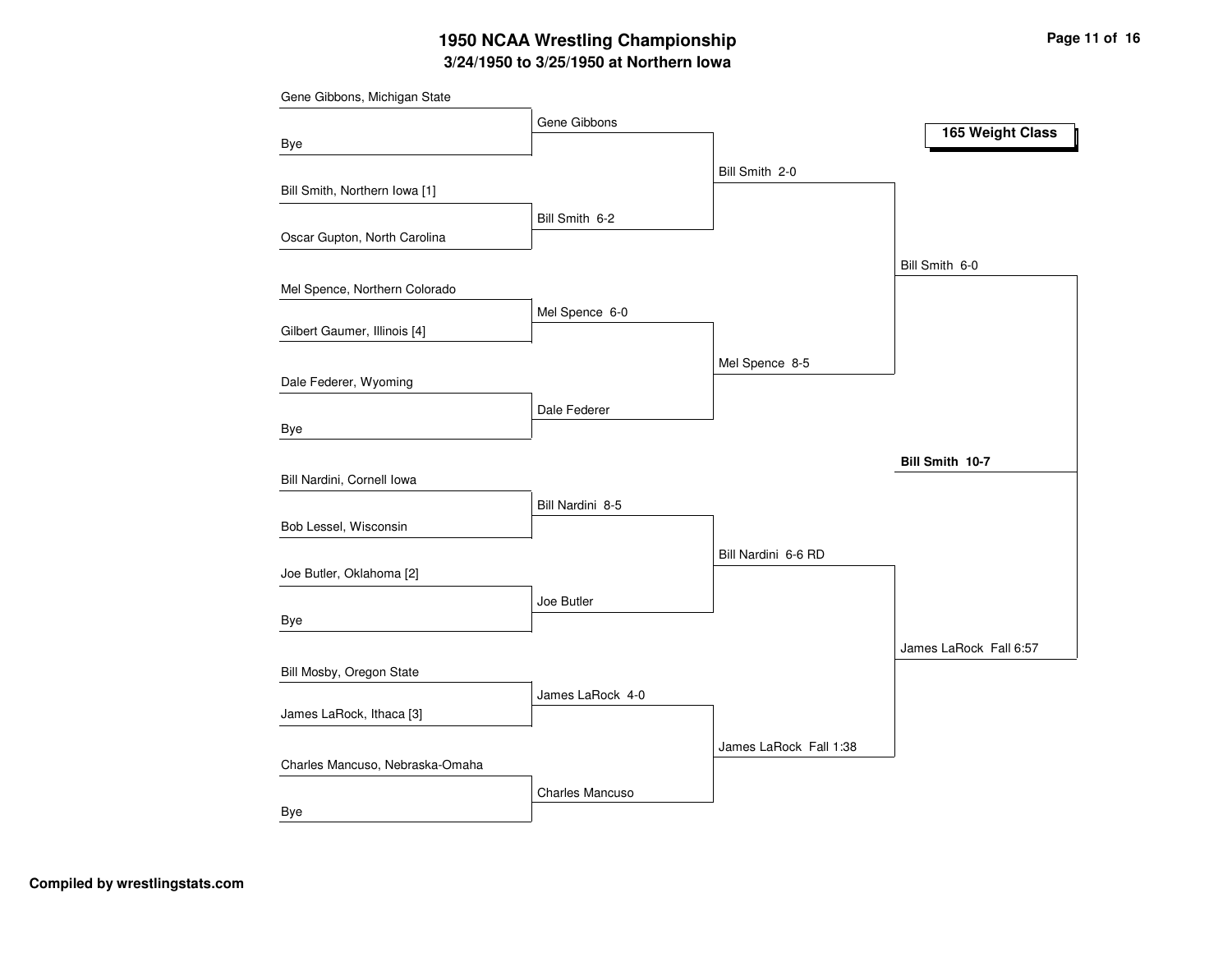# 1950 NCAA Wrestling Championship

**3/24/1950 to 3/25/1950 at Northern Iowa**

## 165 Weight Class

### First Round

- Gene Gibbons, Michigan State vs. Bye — **Gene Gibbons**
- Bill Smith, Northern Iowa [1] vs. Oscar Gupton, North Carolina — **Bill Smith 6-2**
- Mel Spence, Northern Colorado vs. Gilbert Gaumer, Illinois [4] — **Mel Spence 6-0**
- Dale Federer, Wyoming vs. Bye — **Dale Federer**
- Bill Nardini, Cornell Iowa vs. Bob Lessel, Wisconsin — **Bill Nardini 8-5**
- Joe Butler, Oklahoma [2] vs. Bye — **Joe Butler**
- Bill Mosby, Oregon State vs. James LaRock, Ithaca [3] — **James LaRock 4-0**
- Charles Mancuso, Nebraska-Omaha vs. Bye — **Charles Mancuso**

### Quarterfinals

- Gene Gibbons vs. Bill Smith — **Bill Smith 2-0**
- Mel Spence vs. Dale Federer — **Mel Spence 8-5**
- Bill Nardini vs. Joe Butler — **Bill Nardini 6-6 RD**
- James LaRock vs. Charles Mancuso — **James LaRock Fall 1:38**

### Semifinals

- Bill Smith vs. Mel Spence — **Bill Smith 6-0**
- Bill Nardini vs. James LaRock — **James LaRock Fall 6:57**

### Final

- Bill Smith vs. James LaRock — **Bill Smith 10-7**

**Compiled by wrestlingstats.com**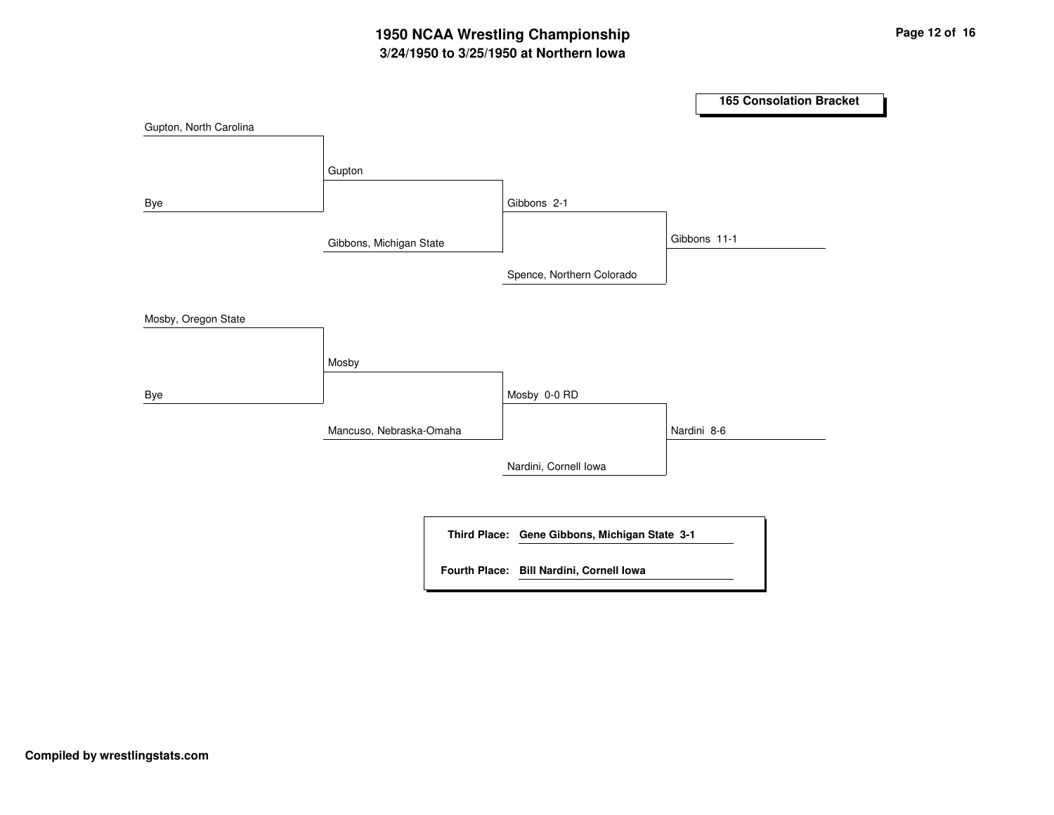# 1950 NCAA Wrestling Championship

## 3/24/1950 to 3/25/1950 at Northern Iowa

### 165 Consolation Bracket

**Round 1**
- Gupton, North Carolina vs. Bye → Gupton
- Mosby, Oregon State vs. Bye → Mosby

**Round 2**
- Gupton vs. Gibbons, Michigan State → Gibbons 2-1
- Mosby vs. Mancuso, Nebraska-Omaha → Mosby 0-0 RD

**Round 3**
- Gibbons vs. Spence, Northern Colorado → Gibbons 11-1
- Mosby vs. Nardini, Cornell Iowa → Nardini 8-6

| | |
|---|---|
| **Third Place:** | **Gene Gibbons, Michigan State 3-1** |
| **Fourth Place:** | **Bill Nardini, Cornell Iowa** |

**Compiled by wrestlingstats.com**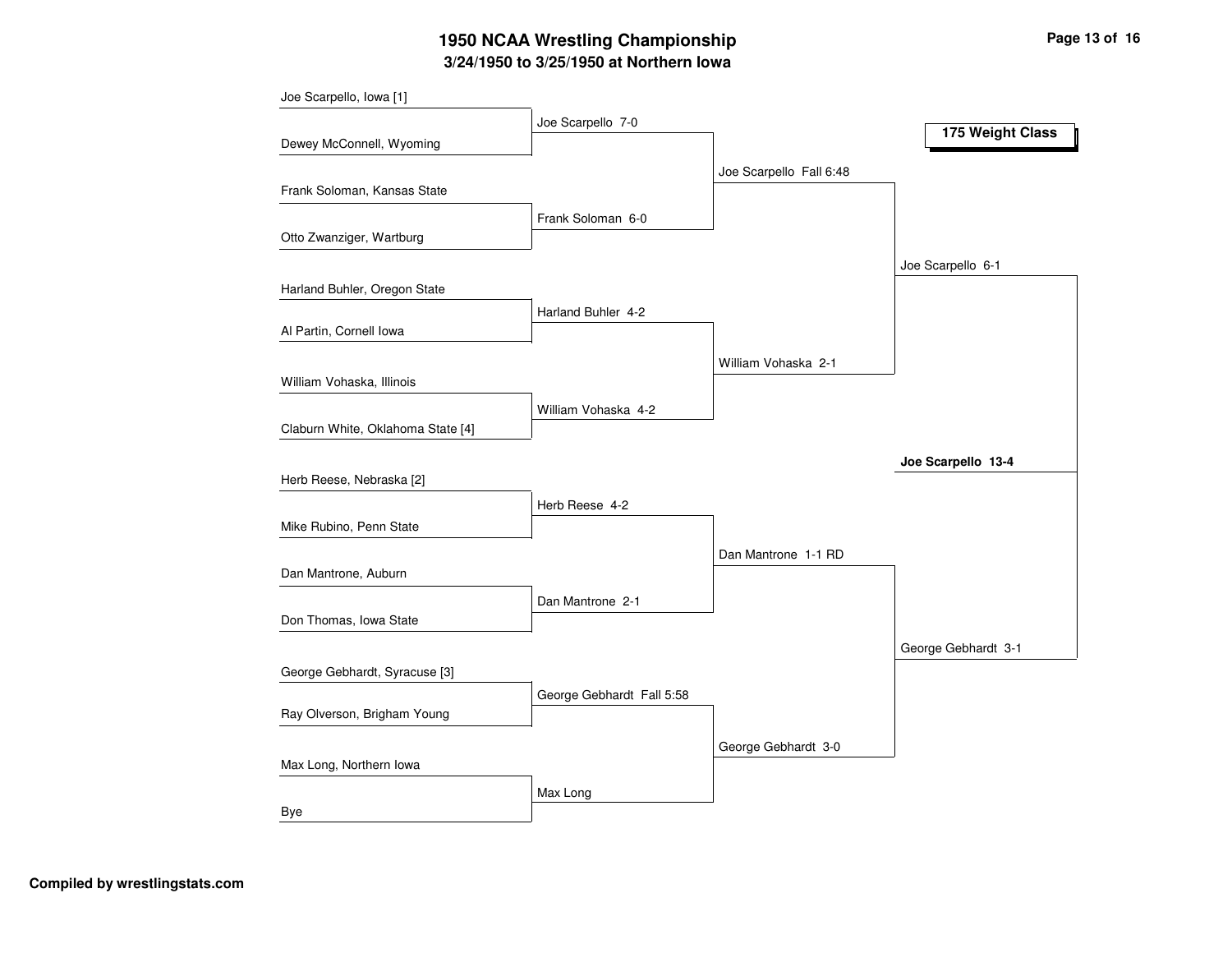# 1950 NCAA Wrestling Championship

## 3/24/1950 to 3/25/1950 at Northern Iowa

### 175 Weight Class

| First Round | Quarterfinals | Semifinals | Finals | Champion |
|---|---|---|---|---|
| Joe Scarpello, Iowa [1] | Joe Scarpello 7-0 | Joe Scarpello Fall 6:48 | Joe Scarpello 6-1 | **Joe Scarpello 13-4** |
| Dewey McConnell, Wyoming | | | | |
| Frank Soloman, Kansas State | Frank Soloman 6-0 | | | |
| Otto Zwanziger, Wartburg | | | | |
| Harland Buhler, Oregon State | Harland Buhler 4-2 | William Vohaska 2-1 | | |
| Al Partin, Cornell Iowa | | | | |
| William Vohaska, Illinois | William Vohaska 4-2 | | | |
| Claburn White, Oklahoma State [4] | | | | |
| Herb Reese, Nebraska [2] | Herb Reese 4-2 | Dan Mantrone 1-1 RD | George Gebhardt 3-1 | |
| Mike Rubino, Penn State | | | | |
| Dan Mantrone, Auburn | Dan Mantrone 2-1 | | | |
| Don Thomas, Iowa State | | | | |
| George Gebhardt, Syracuse [3] | George Gebhardt Fall 5:58 | George Gebhardt 3-0 | | |
| Ray Olverson, Brigham Young | | | | |
| Max Long, Northern Iowa | Max Long | | | |
| Bye | | | | |

**Compiled by wrestlingstats.com**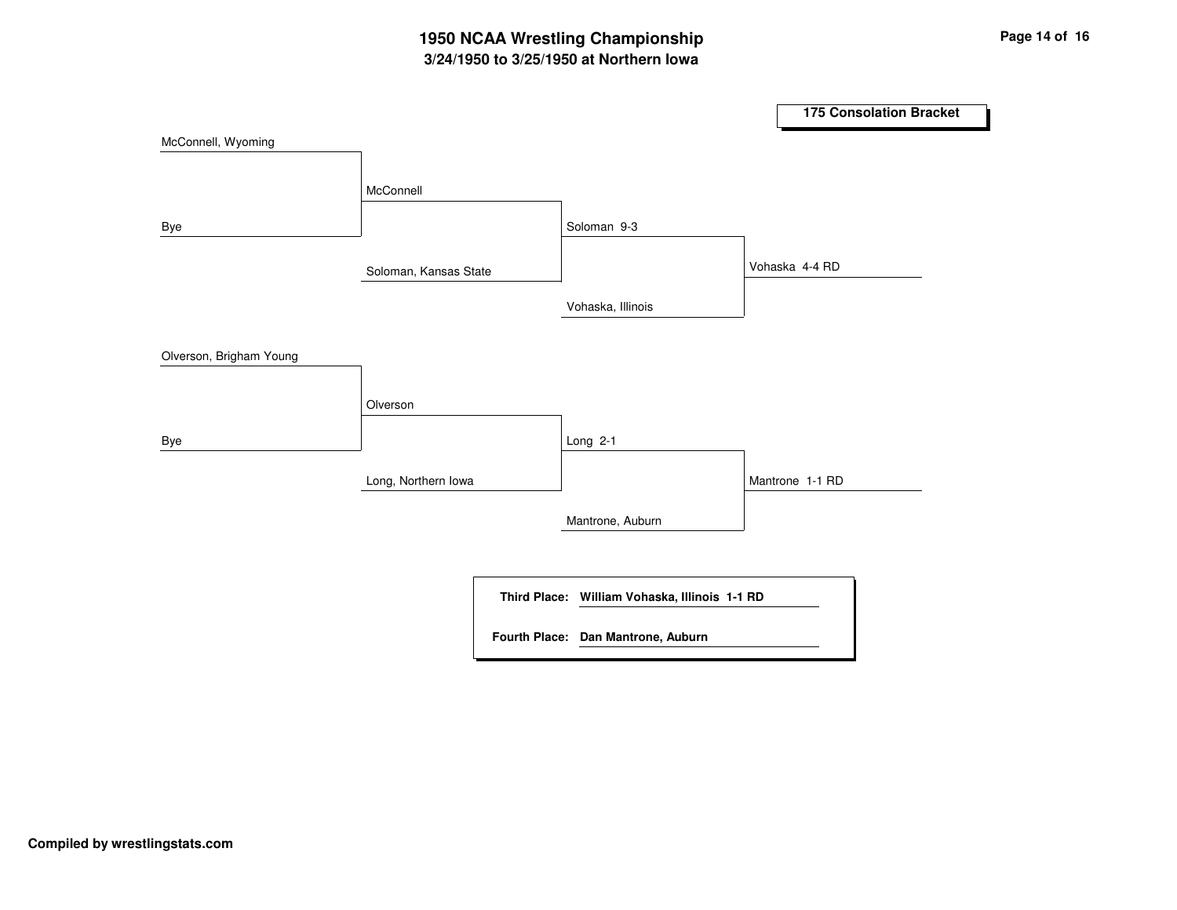# 1950 NCAA Wrestling Championship
## 3/24/1950 to 3/25/1950 at Northern Iowa

### 175 Consolation Bracket

**Round 1**
- McConnell, Wyoming vs. Bye → McConnell
- Olverson, Brigham Young vs. Bye → Olverson

**Round 2**
- McConnell vs. Soloman, Kansas State → Soloman 9-3
- Olverson vs. Long, Northern Iowa → Long 2-1

**Round 3**
- Soloman vs. Vohaska, Illinois → Vohaska 4-4 RD
- Long vs. Mantrone, Auburn → Mantrone 1-1 RD

**Third Place:** William Vohaska, Illinois 1-1 RD

**Fourth Place:** Dan Mantrone, Auburn

**Compiled by wrestlingstats.com**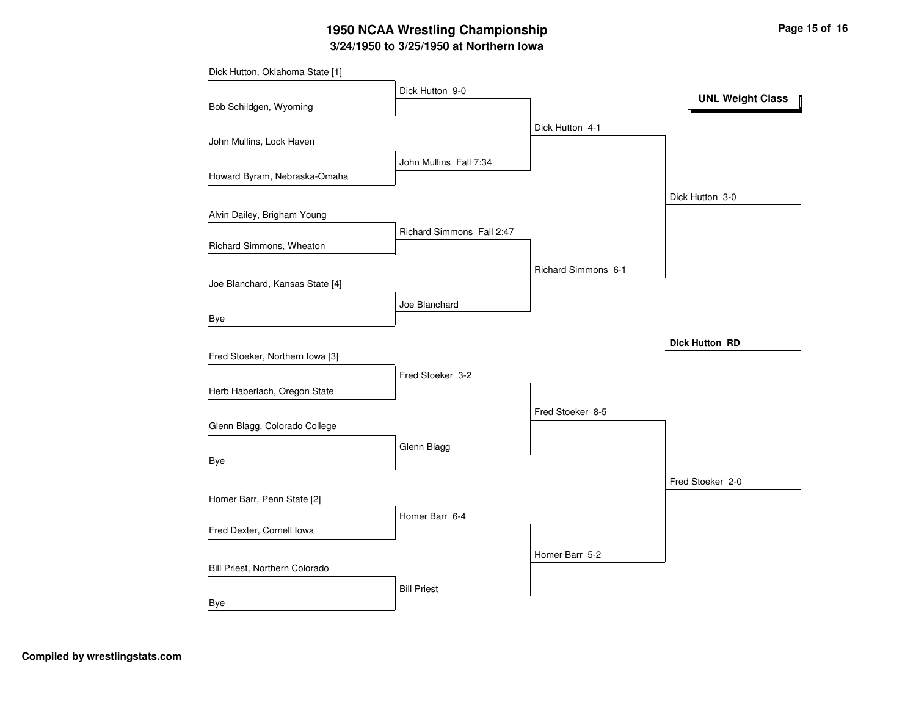# 1950 NCAA Wrestling Championship

## 3/24/1950 to 3/25/1950 at Northern Iowa

**UNL Weight Class**

### First Round

| Wrestler 1 | Wrestler 2 | Result |
| --- | --- | --- |
| Dick Hutton, Oklahoma State [1] | Bob Schildgen, Wyoming | Dick Hutton 9-0 |
| John Mullins, Lock Haven | Howard Byram, Nebraska-Omaha | John Mullins Fall 7:34 |
| Alvin Dailey, Brigham Young | Richard Simmons, Wheaton | Richard Simmons Fall 2:47 |
| Joe Blanchard, Kansas State [4] | Bye | Joe Blanchard |
| Fred Stoeker, Northern Iowa [3] | Herb Haberlach, Oregon State | Fred Stoeker 3-2 |
| Glenn Blagg, Colorado College | Bye | Glenn Blagg |
| Homer Barr, Penn State [2] | Fred Dexter, Cornell Iowa | Homer Barr 6-4 |
| Bill Priest, Northern Colorado | Bye | Bill Priest |

### Quarterfinals

- Dick Hutton 4-1
- Richard Simmons 6-1
- Fred Stoeker 8-5
- Homer Barr 5-2

### Semifinals

- Dick Hutton 3-0
- Fred Stoeker 2-0

### Final

**Dick Hutton RD**

Compiled by wrestlingstats.com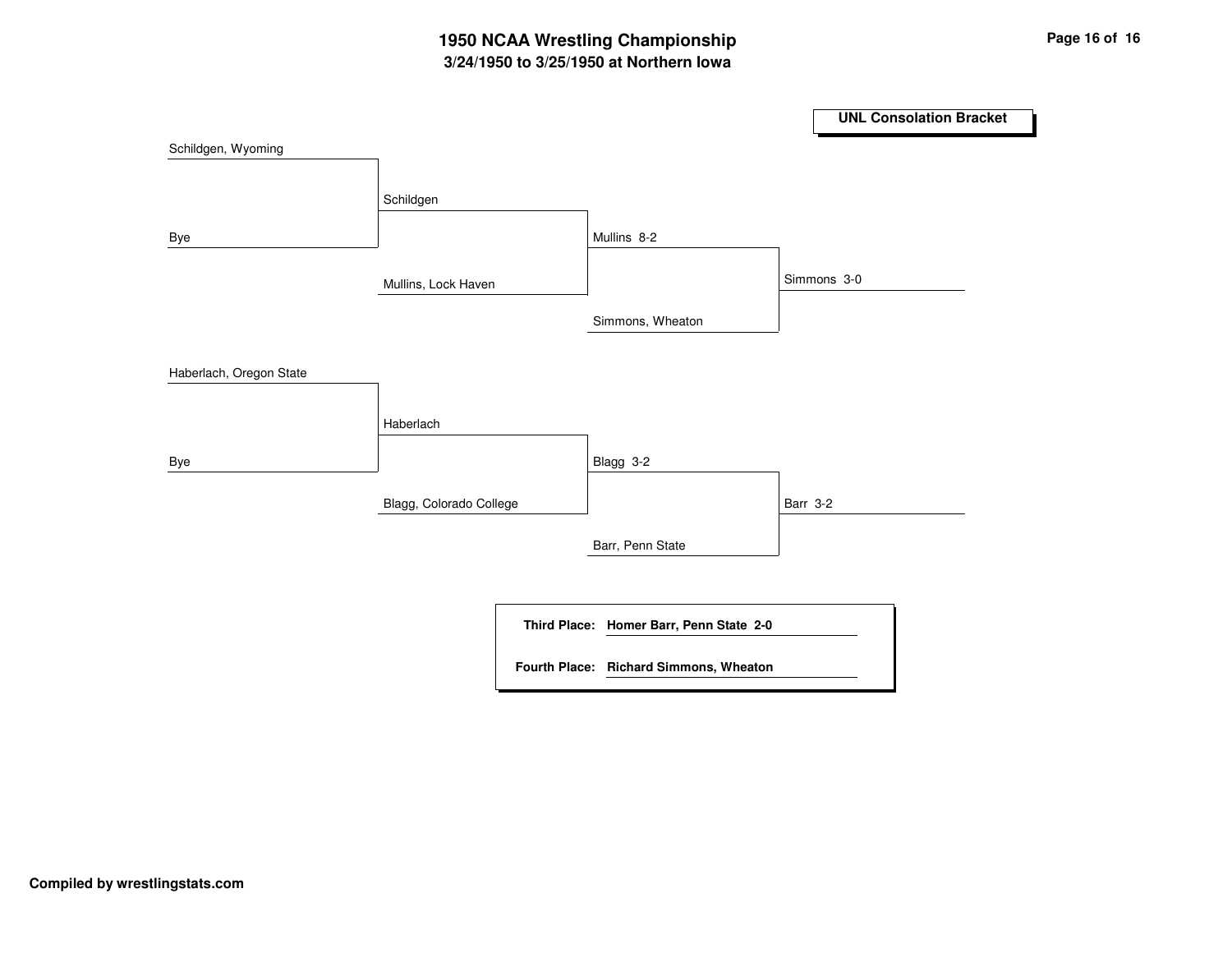# 1950 NCAA Wrestling Championship

## 3/24/1950 to 3/25/1950 at Northern Iowa

**UNL Consolation Bracket**

Schildgen, Wyoming

Bye

Schildgen

Mullins, Lock Haven

Mullins 8-2

Simmons, Wheaton

Simmons 3-0

Haberlach, Oregon State

Bye

Haberlach

Blagg, Colorado College

Blagg 3-2

Barr, Penn State

Barr 3-2

**Third Place:** **Homer Barr, Penn State 2-0**

**Fourth Place:** **Richard Simmons, Wheaton**

**Compiled by wrestlingstats.com**